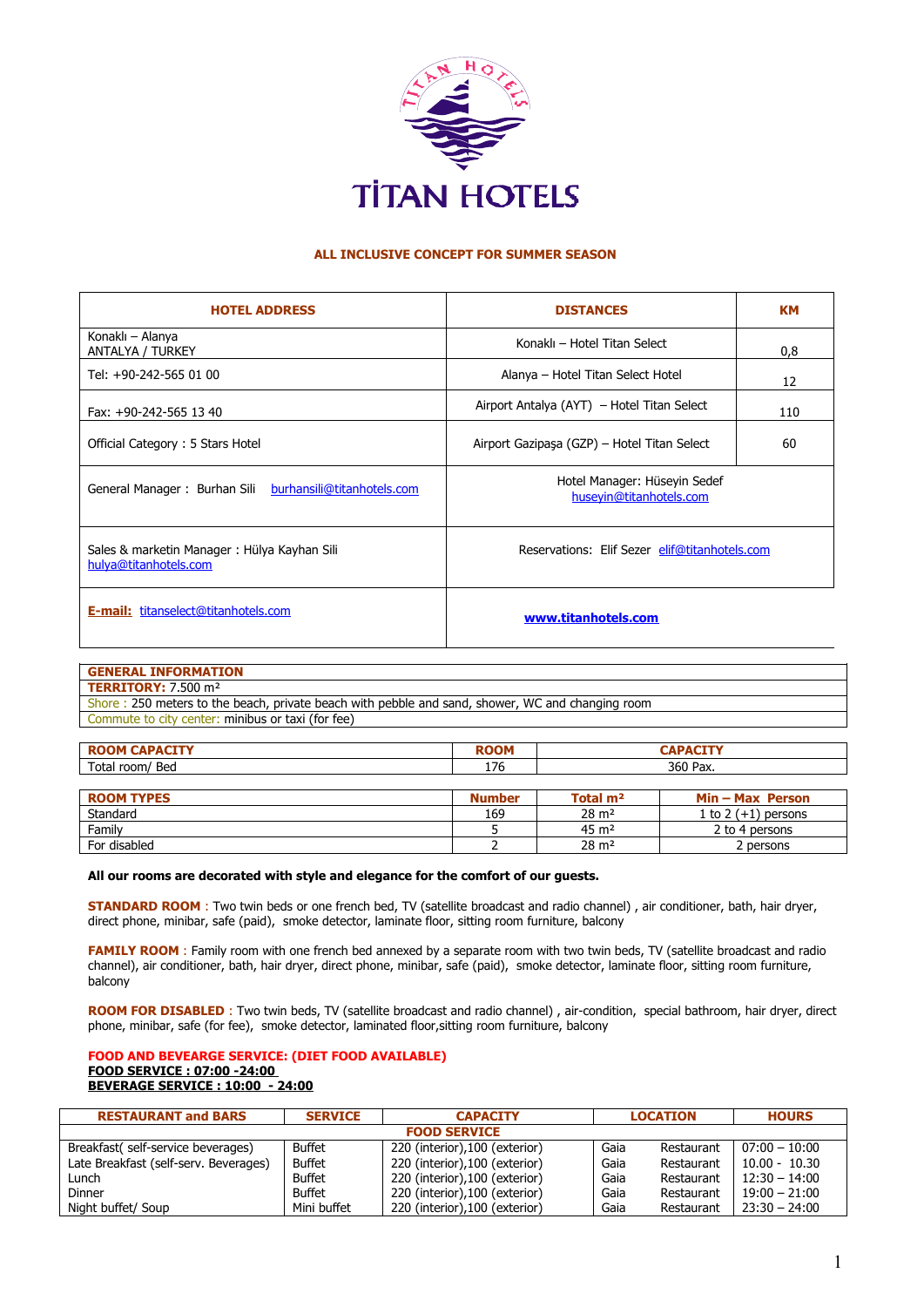# TİTAN HOTELS

## ALL INCLUSIVE CONCEPT FOR SUMMER SEASON

| HOTEL ADDRESS | DISTANCES | KM |
|---|---|---|
| Konaklı – Alanya<br>ANTALYA / TURKEY | Konaklı – Hotel Titan Select | 0,8 |
| Tel: +90-242-565 01 00 | Alanya – Hotel Titan Select Hotel | 12 |
| Fax: +90-242-565 13 40 | Airport Antalya (AYT) – Hotel Titan Select | 110 |
| Official Category : 5 Stars Hotel | Airport Gazipaşa (GZP) – Hotel Titan Select | 60 |
| General Manager : Burhan Sili burhansili@titanhotels.com | Hotel Manager: Hüseyin Sedef huseyin@titanhotels.com | |
| Sales & marketin Manager : Hülya Kayhan Sili hulya@titanhotels.com | Reservations: Elif Sezer elif@titanhotels.com | |
| **E-mail:** titanselect@titanhotels.com | **www.titanhotels.com** | |

| GENERAL INFORMATION |
|---|
| **TERRITORY:** 7.500 m² |
| Shore : 250 meters to the beach, private beach with pebble and sand, shower, WC and changing room |
| Commute to city center: minibus or taxi (for fee) |

| ROOM CAPACITY | ROOM | CAPACITY |
|---|---|---|
| Total room/ Bed | 176 | 360 Pax. |

| ROOM TYPES | Number | Total m² | Min – Max Person |
|---|---|---|---|
| Standard | 169 | 28 m² | 1 to 2 (+1) persons |
| Family | 5 | 45 m² | 2 to 4 persons |
| For disabled | 2 | 28 m² | 2 persons |

**All our rooms are decorated with style and elegance for the comfort of our guests.**

**STANDARD ROOM** : Two twin beds or one french bed, TV (satellite broadcast and radio channel) , air conditioner, bath, hair dryer, direct phone, minibar, safe (paid), smoke detector, laminate floor, sitting room furniture, balcony

**FAMILY ROOM** : Family room with one french bed annexed by a separate room with two twin beds, TV (satellite broadcast and radio channel), air conditioner, bath, hair dryer, direct phone, minibar, safe (paid), smoke detector, laminate floor, sitting room furniture, balcony

**ROOM FOR DISABLED** : Two twin beds, TV (satellite broadcast and radio channel) , air-condition, special bathroom, hair dryer, direct phone, minibar, safe (for fee), smoke detector, laminated floor,sitting room furnituire, balcony

**FOOD AND BEVEARGE SERVICE: (DIET FOOD AVAILABLE)**
**FOOD SERVICE : 07:00 -24:00**
**BEVERAGE SERVICE : 10:00 - 24:00**

| RESTAURANT and BARS | SERVICE | CAPACITY | LOCATION | HOURS |
|---|---|---|---|---|
| | | **FOOD SERVICE** | | |
| Breakfast( self-service beverages) | Buffet | 220 (interior),100 (exterior) | Gaia Restaurant | 07:00 – 10:00 |
| Late Breakfast (self-serv. Beverages) | Buffet | 220 (interior),100 (exterior) | Gaia Restaurant | 10.00 - 10.30 |
| Lunch | Buffet | 220 (interior),100 (exterior) | Gaia Restaurant | 12:30 – 14:00 |
| Dinner | Buffet | 220 (interior),100 (exterior) | Gaia Restaurant | 19:00 – 21:00 |
| Night buffet/ Soup | Mini buffet | 220 (interior),100 (exterior) | Gaia Restaurant | 23:30 – 24:00 |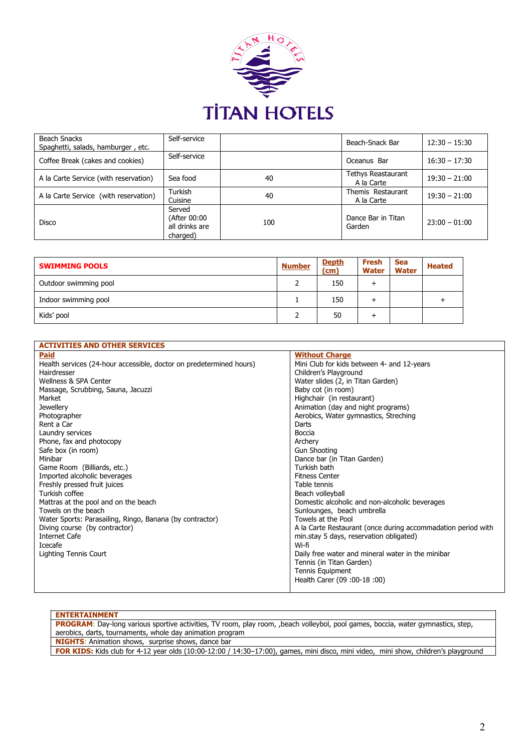# TİTAN HOTELS

| | | | | |
|---|---|---|---|---|
| Beach Snacks<br>Spaghetti, salads, hamburger , etc. | Self-service | | Beach-Snack Bar | 12:30 – 15:30 |
| Coffee Break (cakes and cookies) | Self-service | | Oceanus Bar | 16:30 – 17:30 |
| A la Carte Service (with reservation) | Sea food | 40 | Tethys Reastaurant A la Carte | 19:30 – 21:00 |
| A la Carte Service (with reservation) | Turkish Cuisine | 40 | Themis Restaurant A la Carte | 19:30 – 21:00 |
| Disco | Served (After 00:00 all drinks are charged) | 100 | Dance Bar in Titan Garden | 23:00 – 01:00 |

| SWIMMING POOLS | Number | Depth (cm) | Fresh Water | Sea Water | Heated |
|---|---|---|---|---|---|
| Outdoor swimming pool | 2 | 150 | + | | |
| Indoor swimming pool | 1 | 150 | + | | + |
| Kids' pool | 2 | 50 | + | | |

| ACTIVITIES AND OTHER SERVICES | |
|---|---|
| **Paid** | **Without Charge** |
| Health services (24-hour accessible, doctor on predetermined hours) | Mini Club for kids between 4- and 12-years |
| Hairdresser | Children's Playground |
| Wellness & SPA Center | Water slides (2, in Titan Garden) |
| Massage, Scrubbing, Sauna, Jacuzzi | Baby cot (in room) |
| Market | Highchair (in restaurant) |
| Jewellery | Animation (day and night programs) |
| Photographer | Aerobics, Water gymnastics, Streching |
| Rent a Car | Darts |
| Laundry services | Boccia |
| Phone, fax and photocopy | Archery |
| Safe box (in room) | Gun Shooting |
| Minibar | Dance bar (in Titan Garden) |
| Game Room (Billiards, etc.) | Turkish bath |
| Imported alcoholic beverages | Fitness Center |
| Freshly pressed fruit juices | Table tennis |
| Turkish coffee | Beach volleyball |
| Mattras at the pool and on the beach | Domestic alcoholic and non-alcoholic beverages |
| Towels on the beach | Sunlounges, beach umbrella |
| Water Sports: Parasailing, Ringo, Banana (by contractor) | Towels at the Pool |
| Diving course (by contractor) | A la Carte Restaurant (once during accommodation period with min.stay 5 days, reservation obligated) |
| Internet Cafe | Wi-fi |
| Icecafe | Daily free water and mineral water in the minibar |
| Lighting Tennis Court | Tennis (in Titan Garden) |
| | Tennis Equipment |
| | Health Carer (09 :00-18 :00) |

| ENTERTAINMENT |
|---|
| **PROGRAM**: Day-long various sportive activities, TV room, play room, ,beach volleybol, pool games, boccia, water gymnastics, step, aerobics, darts, tournaments, whole day animation program |
| **NIGHTS**: Animation shows, surprise shows, dance bar |
| **FOR KIDS:** Kids club for 4-12 year olds (10:00-12:00 / 14:30–17:00), games, mini disco, mini video, mini show, children's playground |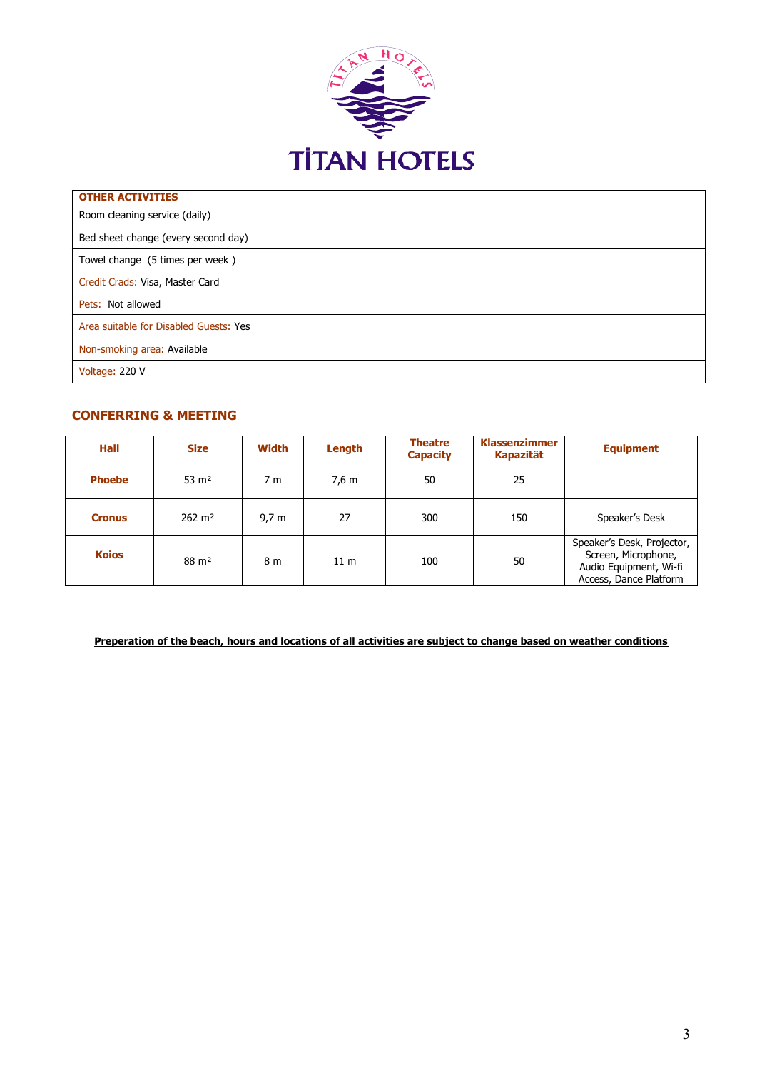# TİTAN HOTELS

| OTHER ACTIVITIES |
|---|
| Room cleaning service (daily) |
| Bed sheet change (every second day) |
| Towel change (5 times per week ) |
| Credit Crads: Visa, Master Card |
| Pets: Not allowed |
| Area suitable for Disabled Guests: Yes |
| Non-smoking area: Available |
| Voltage: 220 V |

## CONFERRING & MEETING

| Hall | Size | Width | Length | Theatre Capacity | Klassenzimmer Kapazität | Equipment |
|---|---|---|---|---|---|---|
| Phoebe | 53 m² | 7 m | 7,6 m | 50 | 25 | |
| Cronus | 262 m² | 9,7 m | 27 | 300 | 150 | Speaker's Desk |
| Koios | 88 m² | 8 m | 11 m | 100 | 50 | Speaker's Desk, Projector, Screen, Microphone, Audio Equipment, Wi-fi Access, Dance Platform |

**Preperation of the beach, hours and locations of all activities are subject to change based on weather conditions**